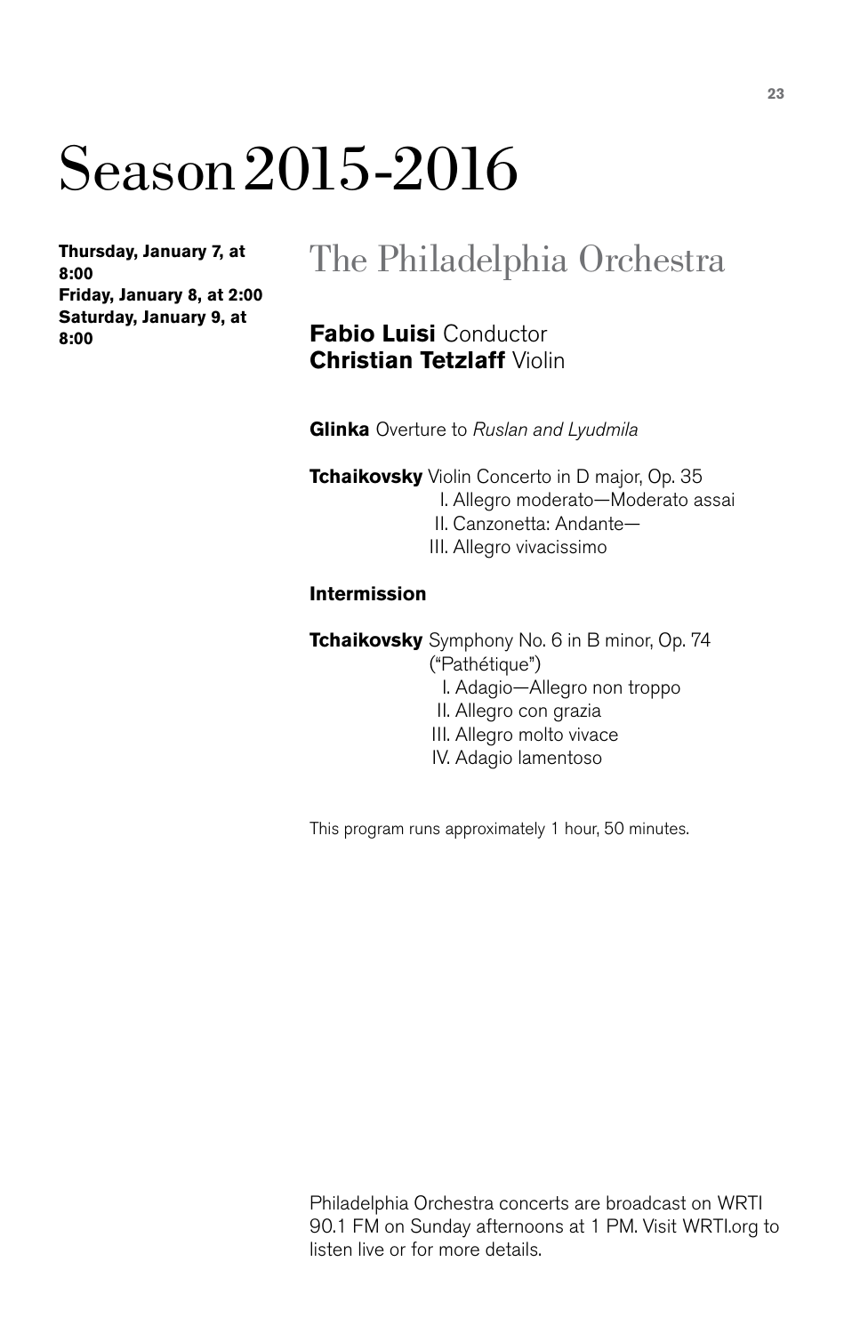# Season 2015-2016

**Thursday, January 7, at 8:00**
**Friday, January 8, at 2:00**
**Saturday, January 9, at 8:00**

## The Philadelphia Orchestra

**Fabio Luisi** Conductor
**Christian Tetzlaff** Violin

**Glinka** Overture to *Ruslan and Lyudmila*

**Tchaikovsky** Violin Concerto in D major, Op. 35
I. Allegro moderato—Moderato assai
II. Canzonetta: Andante—
III. Allegro vivacissimo

**Intermission**

**Tchaikovsky** Symphony No. 6 in B minor, Op. 74 ("Pathétique")
I. Adagio—Allegro non troppo
II. Allegro con grazia
III. Allegro molto vivace
IV. Adagio lamentoso

This program runs approximately 1 hour, 50 minutes.

Philadelphia Orchestra concerts are broadcast on WRTI 90.1 FM on Sunday afternoons at 1 PM. Visit WRTI.org to listen live or for more details.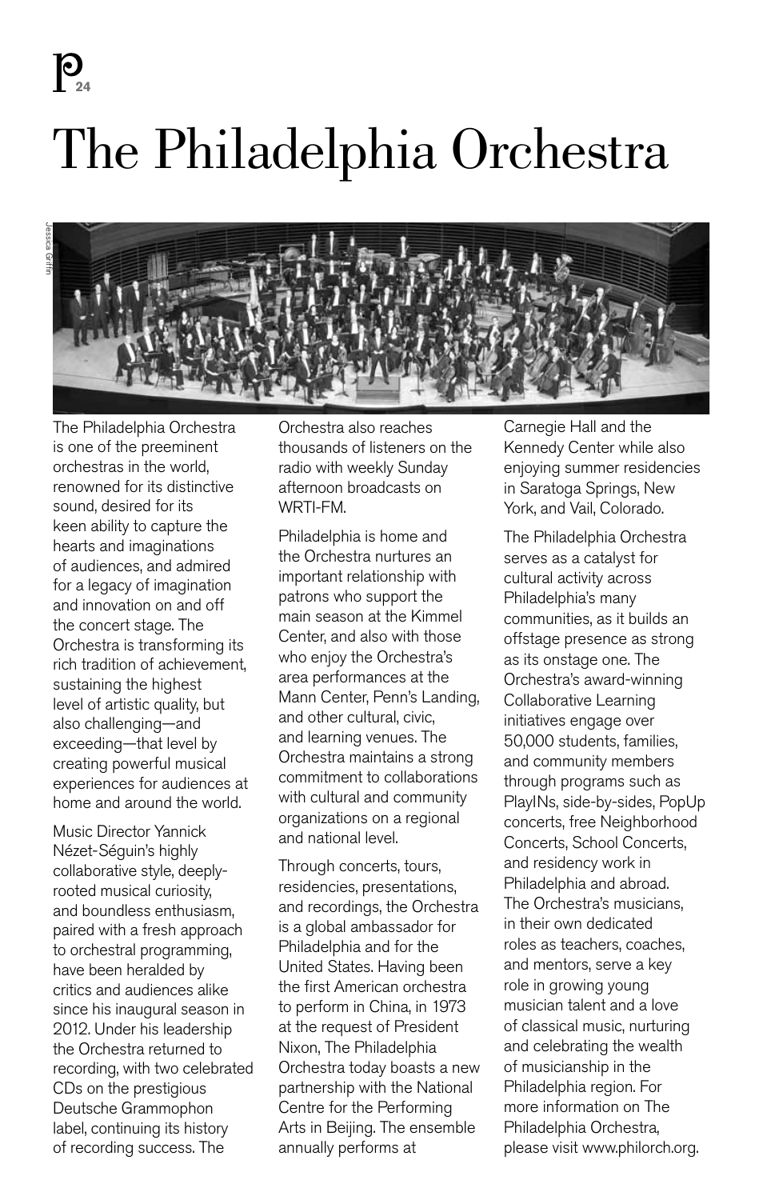# The Philadelphia Orchestra

Jessica Griffin

The Philadelphia Orchestra is one of the preeminent orchestras in the world, renowned for its distinctive sound, desired for its keen ability to capture the hearts and imaginations of audiences, and admired for a legacy of imagination and innovation on and off the concert stage. The Orchestra is transforming its rich tradition of achievement, sustaining the highest level of artistic quality, but also challenging—and exceeding—that level by creating powerful musical experiences for audiences at home and around the world.

Music Director Yannick Nézet-Séguin's highly collaborative style, deeply-rooted musical curiosity, and boundless enthusiasm, paired with a fresh approach to orchestral programming, have been heralded by critics and audiences alike since his inaugural season in 2012. Under his leadership the Orchestra returned to recording, with two celebrated CDs on the prestigious Deutsche Grammophon label, continuing its history of recording success. The Orchestra also reaches thousands of listeners on the radio with weekly Sunday afternoon broadcasts on WRTI-FM.

Philadelphia is home and the Orchestra nurtures an important relationship with patrons who support the main season at the Kimmel Center, and also with those who enjoy the Orchestra's area performances at the Mann Center, Penn's Landing, and other cultural, civic, and learning venues. The Orchestra maintains a strong commitment to collaborations with cultural and community organizations on a regional and national level.

Through concerts, tours, residencies, presentations, and recordings, the Orchestra is a global ambassador for Philadelphia and for the United States. Having been the first American orchestra to perform in China, in 1973 at the request of President Nixon, The Philadelphia Orchestra today boasts a new partnership with the National Centre for the Performing Arts in Beijing. The ensemble annually performs at Carnegie Hall and the Kennedy Center while also enjoying summer residencies in Saratoga Springs, New York, and Vail, Colorado.

The Philadelphia Orchestra serves as a catalyst for cultural activity across Philadelphia's many communities, as it builds an offstage presence as strong as its onstage one. The Orchestra's award-winning Collaborative Learning initiatives engage over 50,000 students, families, and community members through programs such as PlayINs, side-by-sides, PopUp concerts, free Neighborhood Concerts, School Concerts, and residency work in Philadelphia and abroad. The Orchestra's musicians, in their own dedicated roles as teachers, coaches, and mentors, serve a key role in growing young musician talent and a love of classical music, nurturing and celebrating the wealth of musicianship in the Philadelphia region. For more information on The Philadelphia Orchestra, please visit www.philorch.org.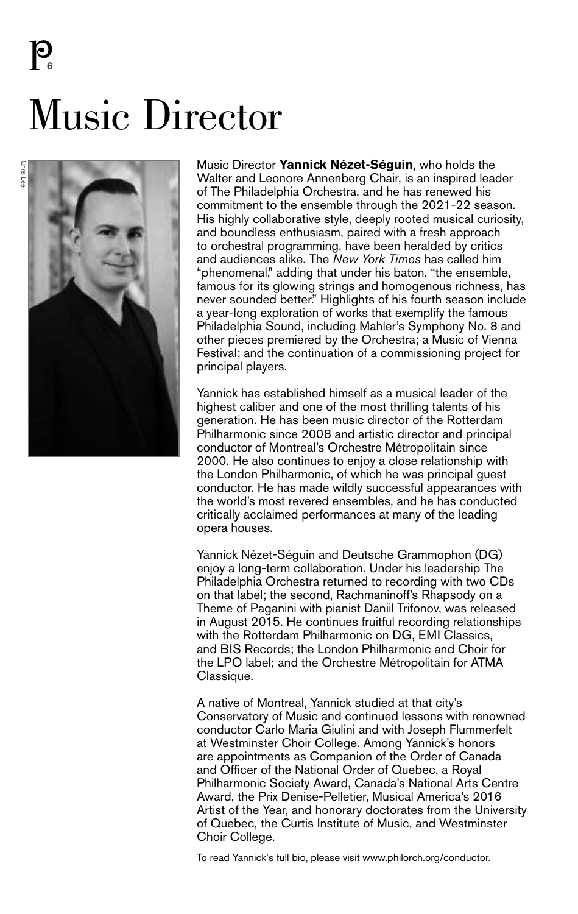# Music Director

Music Director **Yannick Nézet-Séguin**, who holds the Walter and Leonore Annenberg Chair, is an inspired leader of The Philadelphia Orchestra, and he has renewed his commitment to the ensemble through the 2021-22 season. His highly collaborative style, deeply rooted musical curiosity, and boundless enthusiasm, paired with a fresh approach to orchestral programming, have been heralded by critics and audiences alike. The *New York Times* has called him "phenomenal," adding that under his baton, "the ensemble, famous for its glowing strings and homogenous richness, has never sounded better." Highlights of his fourth season include a year-long exploration of works that exemplify the famous Philadelphia Sound, including Mahler's Symphony No. 8 and other pieces premiered by the Orchestra; a Music of Vienna Festival; and the continuation of a commissioning project for principal players.

Yannick has established himself as a musical leader of the highest caliber and one of the most thrilling talents of his generation. He has been music director of the Rotterdam Philharmonic since 2008 and artistic director and principal conductor of Montreal's Orchestre Métropolitain since 2000. He also continues to enjoy a close relationship with the London Philharmonic, of which he was principal guest conductor. He has made wildly successful appearances with the world's most revered ensembles, and he has conducted critically acclaimed performances at many of the leading opera houses.

Yannick Nézet-Séguin and Deutsche Grammophon (DG) enjoy a long-term collaboration. Under his leadership The Philadelphia Orchestra returned to recording with two CDs on that label; the second, Rachmaninoff's Rhapsody on a Theme of Paganini with pianist Daniil Trifonov, was released in August 2015. He continues fruitful recording relationships with the Rotterdam Philharmonic on DG, EMI Classics, and BIS Records; the London Philharmonic and Choir for the LPO label; and the Orchestre Métropolitain for ATMA Classique.

A native of Montreal, Yannick studied at that city's Conservatory of Music and continued lessons with renowned conductor Carlo Maria Giulini and with Joseph Flummerfelt at Westminster Choir College. Among Yannick's honors are appointments as Companion of the Order of Canada and Officer of the National Order of Quebec, a Royal Philharmonic Society Award, Canada's National Arts Centre Award, the Prix Denise-Pelletier, Musical America's 2016 Artist of the Year, and honorary doctorates from the University of Quebec, the Curtis Institute of Music, and Westminster Choir College.

To read Yannick's full bio, please visit www.philorch.org/conductor.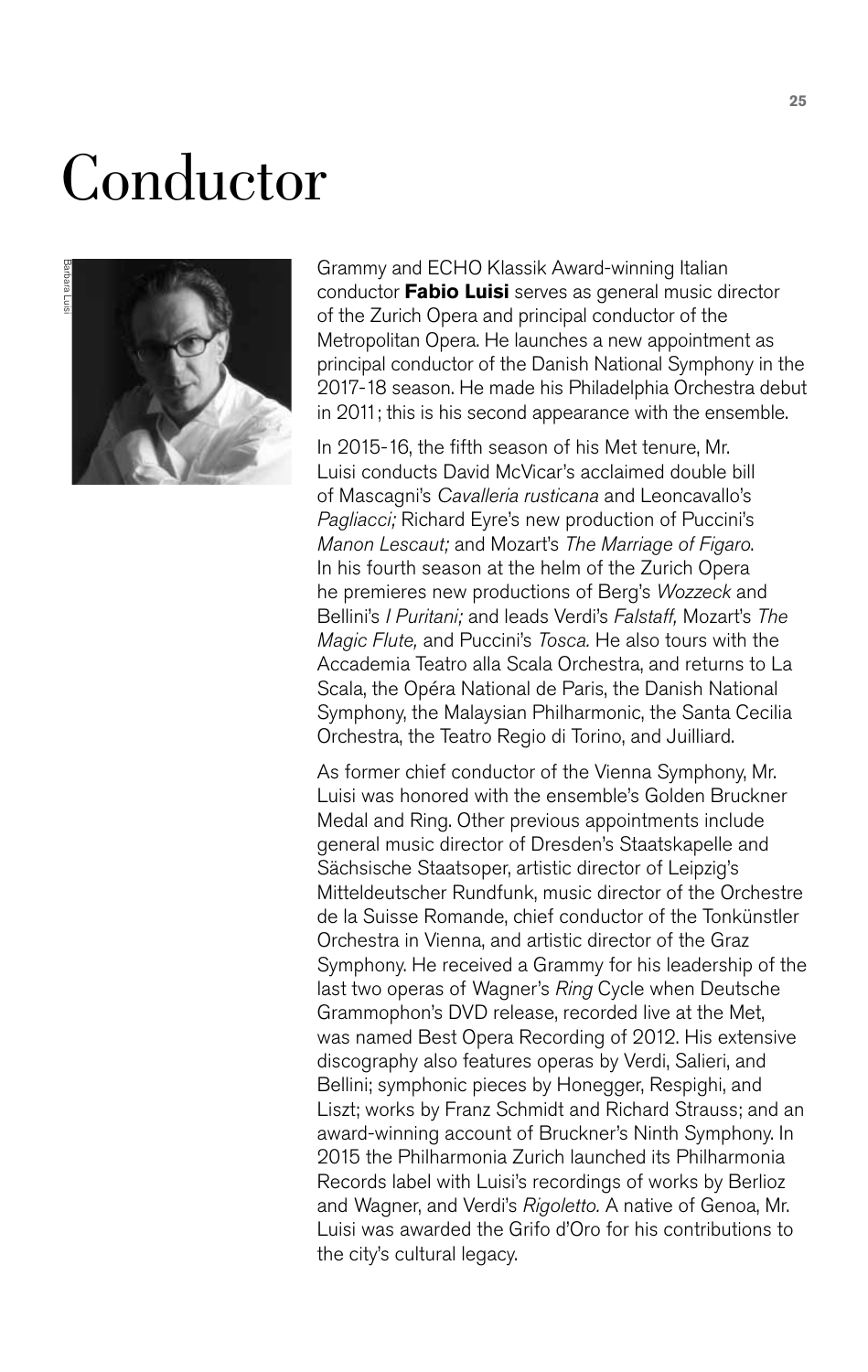# Conductor

Barbara Luisi

Grammy and ECHO Klassik Award-winning Italian conductor **Fabio Luisi** serves as general music director of the Zurich Opera and principal conductor of the Metropolitan Opera. He launches a new appointment as principal conductor of the Danish National Symphony in the 2017-18 season. He made his Philadelphia Orchestra debut in 2011; this is his second appearance with the ensemble.

In 2015-16, the fifth season of his Met tenure, Mr. Luisi conducts David McVicar's acclaimed double bill of Mascagni's *Cavalleria rusticana* and Leoncavallo's *Pagliacci;* Richard Eyre's new production of Puccini's *Manon Lescaut;* and Mozart's *The Marriage of Figaro*. In his fourth season at the helm of the Zurich Opera he premieres new productions of Berg's *Wozzeck* and Bellini's *I Puritani;* and leads Verdi's *Falstaff,* Mozart's *The Magic Flute,* and Puccini's *Tosca.* He also tours with the Accademia Teatro alla Scala Orchestra, and returns to La Scala, the Opéra National de Paris, the Danish National Symphony, the Malaysian Philharmonic, the Santa Cecilia Orchestra, the Teatro Regio di Torino, and Juilliard.

As former chief conductor of the Vienna Symphony, Mr. Luisi was honored with the ensemble's Golden Bruckner Medal and Ring. Other previous appointments include general music director of Dresden's Staatskapelle and Sächsische Staatsoper, artistic director of Leipzig's Mitteldeutscher Rundfunk, music director of the Orchestre de la Suisse Romande, chief conductor of the Tonkünstler Orchestra in Vienna, and artistic director of the Graz Symphony. He received a Grammy for his leadership of the last two operas of Wagner's *Ring* Cycle when Deutsche Grammophon's DVD release, recorded live at the Met, was named Best Opera Recording of 2012. His extensive discography also features operas by Verdi, Salieri, and Bellini; symphonic pieces by Honegger, Respighi, and Liszt; works by Franz Schmidt and Richard Strauss; and an award-winning account of Bruckner's Ninth Symphony. In 2015 the Philharmonia Zurich launched its Philharmonia Records label with Luisi's recordings of works by Berlioz and Wagner, and Verdi's *Rigoletto.* A native of Genoa, Mr. Luisi was awarded the Grifo d'Oro for his contributions to the city's cultural legacy.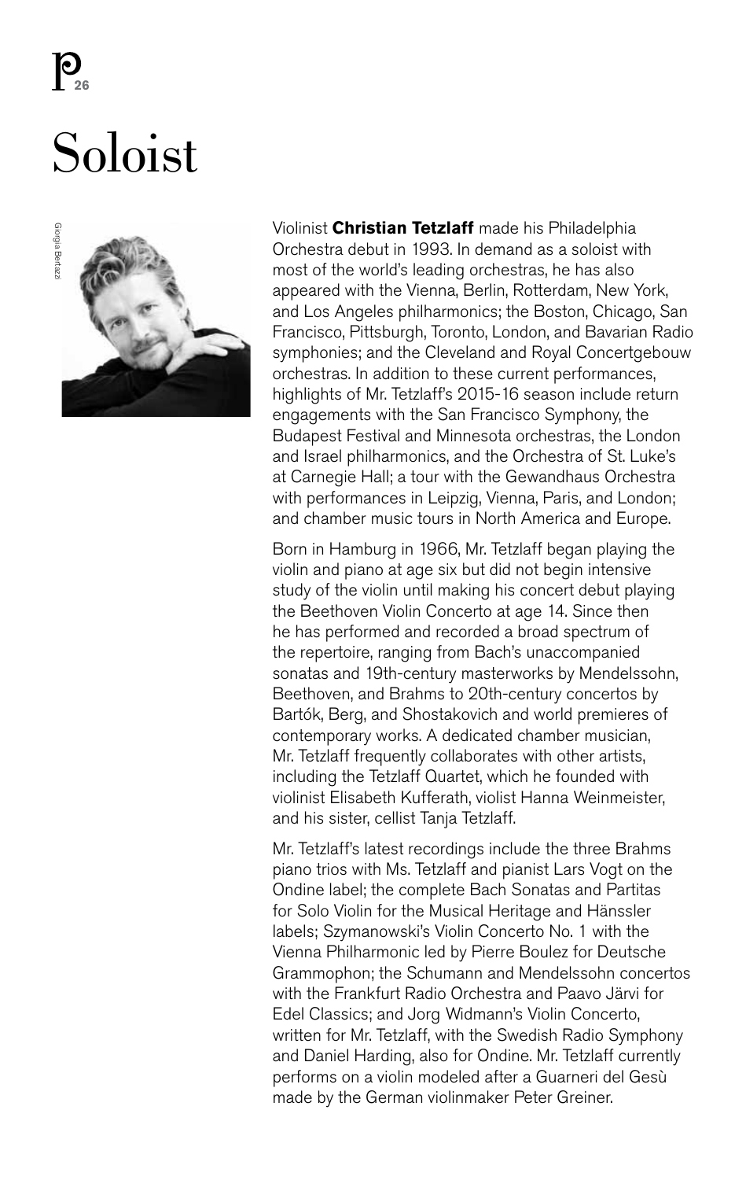# Soloist

Violinist **Christian Tetzlaff** made his Philadelphia Orchestra debut in 1993. In demand as a soloist with most of the world's leading orchestras, he has also appeared with the Vienna, Berlin, Rotterdam, New York, and Los Angeles philharmonics; the Boston, Chicago, San Francisco, Pittsburgh, Toronto, London, and Bavarian Radio symphonies; and the Cleveland and Royal Concertgebouw orchestras. In addition to these current performances, highlights of Mr. Tetzlaff's 2015-16 season include return engagements with the San Francisco Symphony, the Budapest Festival and Minnesota orchestras, the London and Israel philharmonics, and the Orchestra of St. Luke's at Carnegie Hall; a tour with the Gewandhaus Orchestra with performances in Leipzig, Vienna, Paris, and London; and chamber music tours in North America and Europe.

Born in Hamburg in 1966, Mr. Tetzlaff began playing the violin and piano at age six but did not begin intensive study of the violin until making his concert debut playing the Beethoven Violin Concerto at age 14. Since then he has performed and recorded a broad spectrum of the repertoire, ranging from Bach's unaccompanied sonatas and 19th-century masterworks by Mendelssohn, Beethoven, and Brahms to 20th-century concertos by Bartók, Berg, and Shostakovich and world premieres of contemporary works. A dedicated chamber musician, Mr. Tetzlaff frequently collaborates with other artists, including the Tetzlaff Quartet, which he founded with violinist Elisabeth Kufferath, violist Hanna Weinmeister, and his sister, cellist Tanja Tetzlaff.

Mr. Tetzlaff's latest recordings include the three Brahms piano trios with Ms. Tetzlaff and pianist Lars Vogt on the Ondine label; the complete Bach Sonatas and Partitas for Solo Violin for the Musical Heritage and Hänssler labels; Szymanowski's Violin Concerto No. 1 with the Vienna Philharmonic led by Pierre Boulez for Deutsche Grammophon; the Schumann and Mendelssohn concertos with the Frankfurt Radio Orchestra and Paavo Järvi for Edel Classics; and Jorg Widmann's Violin Concerto, written for Mr. Tetzlaff, with the Swedish Radio Symphony and Daniel Harding, also for Ondine. Mr. Tetzlaff currently performs on a violin modeled after a Guarneri del Gesù made by the German violinmaker Peter Greiner.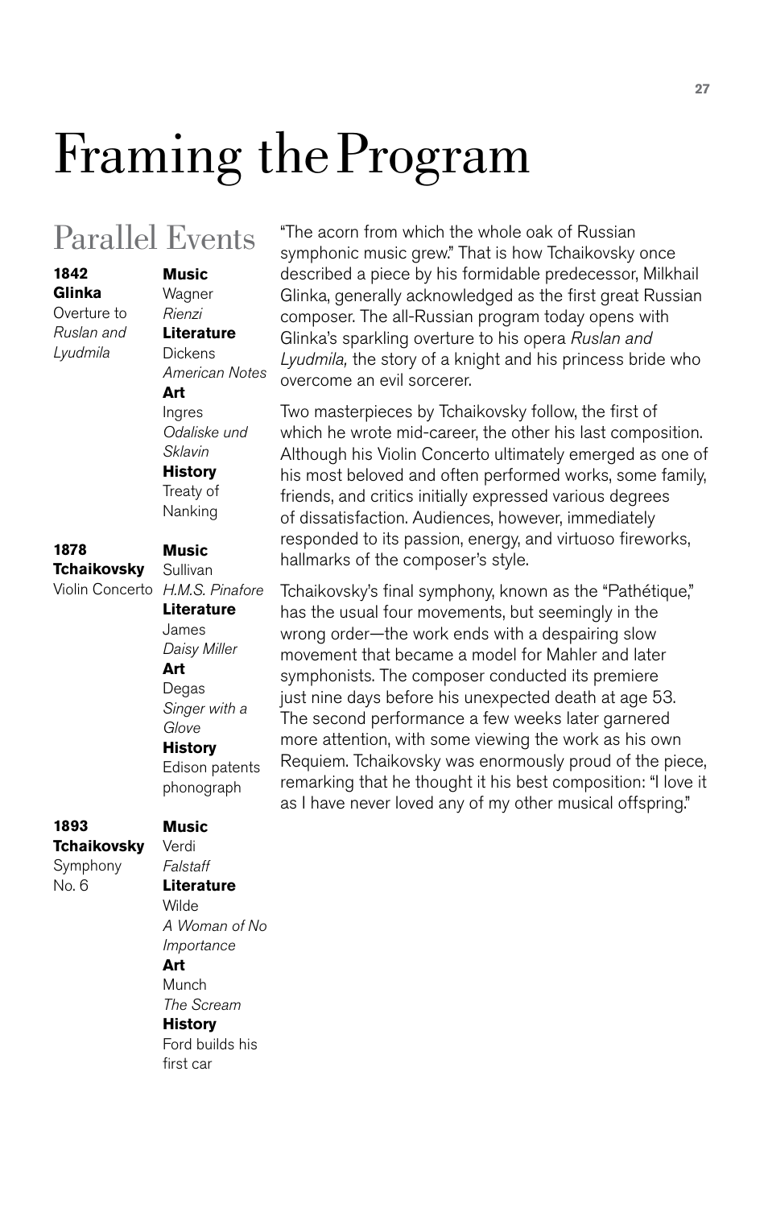# Framing the Program

## Parallel Events

**1842**
**Glinka**
Overture to *Ruslan and Lyudmila*

**Music**
Wagner
*Rienzi*
**Literature**
Dickens
*American Notes*
**Art**
Ingres
*Odaliske und Sklavin*
**History**
Treaty of Nanking

**1878**
**Tchaikovsky**
Violin Concerto

**Music**
Sullivan
*H.M.S. Pinafore*
**Literature**
James
*Daisy Miller*
**Art**
Degas
*Singer with a Glove*
**History**
Edison patents phonograph

**1893**
**Tchaikovsky**
Symphony No. 6

**Music**
Verdi
*Falstaff*
**Literature**
Wilde
*A Woman of No Importance*
**Art**
Munch
*The Scream*
**History**
Ford builds his first car

"The acorn from which the whole oak of Russian symphonic music grew." That is how Tchaikovsky once described a piece by his formidable predecessor, Milkhail Glinka, generally acknowledged as the first great Russian composer. The all-Russian program today opens with Glinka's sparkling overture to his opera *Ruslan and Lyudmila,* the story of a knight and his princess bride who overcome an evil sorcerer.

Two masterpieces by Tchaikovsky follow, the first of which he wrote mid-career, the other his last composition. Although his Violin Concerto ultimately emerged as one of his most beloved and often performed works, some family, friends, and critics initially expressed various degrees of dissatisfaction. Audiences, however, immediately responded to its passion, energy, and virtuoso fireworks, hallmarks of the composer's style.

Tchaikovsky's final symphony, known as the "Pathétique," has the usual four movements, but seemingly in the wrong order—the work ends with a despairing slow movement that became a model for Mahler and later symphonists. The composer conducted its premiere just nine days before his unexpected death at age 53. The second performance a few weeks later garnered more attention, with some viewing the work as his own Requiem. Tchaikovsky was enormously proud of the piece, remarking that he thought it his best composition: "I love it as I have never loved any of my other musical offspring."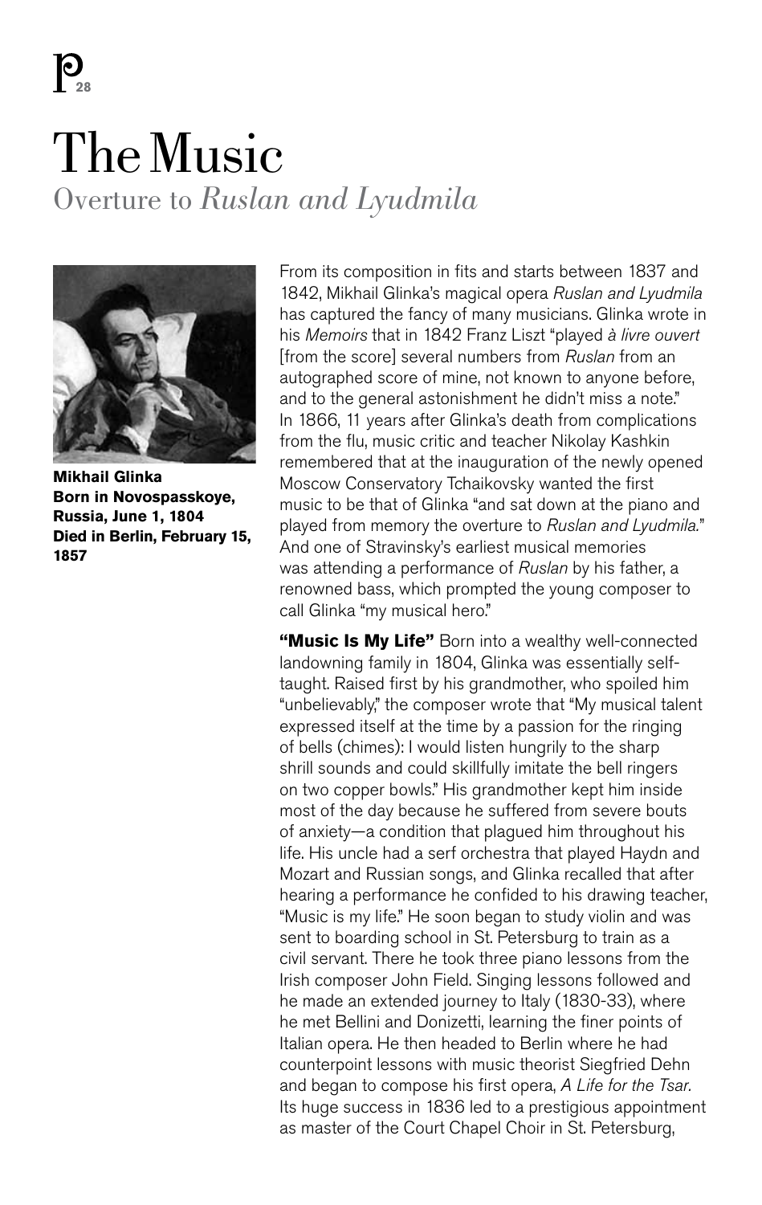# The Music

## Overture to *Ruslan and Lyudmila*

**Mikhail Glinka**
**Born in Novospasskoye, Russia, June 1, 1804**
**Died in Berlin, February 15, 1857**

From its composition in fits and starts between 1837 and 1842, Mikhail Glinka's magical opera *Ruslan and Lyudmila* has captured the fancy of many musicians. Glinka wrote in his *Memoirs* that in 1842 Franz Liszt "played *à livre ouvert* [from the score] several numbers from *Ruslan* from an autographed score of mine, not known to anyone before, and to the general astonishment he didn't miss a note." In 1866, 11 years after Glinka's death from complications from the flu, music critic and teacher Nikolay Kashkin remembered that at the inauguration of the newly opened Moscow Conservatory Tchaikovsky wanted the first music to be that of Glinka "and sat down at the piano and played from memory the overture to *Ruslan and Lyudmila.*" And one of Stravinsky's earliest musical memories was attending a performance of *Ruslan* by his father, a renowned bass, which prompted the young composer to call Glinka "my musical hero."

**"Music Is My Life"** Born into a wealthy well-connected landowning family in 1804, Glinka was essentially self-taught. Raised first by his grandmother, who spoiled him "unbelievably," the composer wrote that "My musical talent expressed itself at the time by a passion for the ringing of bells (chimes): I would listen hungrily to the sharp shrill sounds and could skillfully imitate the bell ringers on two copper bowls." His grandmother kept him inside most of the day because he suffered from severe bouts of anxiety—a condition that plagued him throughout his life. His uncle had a serf orchestra that played Haydn and Mozart and Russian songs, and Glinka recalled that after hearing a performance he confided to his drawing teacher, "Music is my life." He soon began to study violin and was sent to boarding school in St. Petersburg to train as a civil servant. There he took three piano lessons from the Irish composer John Field. Singing lessons followed and he made an extended journey to Italy (1830-33), where he met Bellini and Donizetti, learning the finer points of Italian opera. He then headed to Berlin where he had counterpoint lessons with music theorist Siegfried Dehn and began to compose his first opera, *A Life for the Tsar.* Its huge success in 1836 led to a prestigious appointment as master of the Court Chapel Choir in St. Petersburg,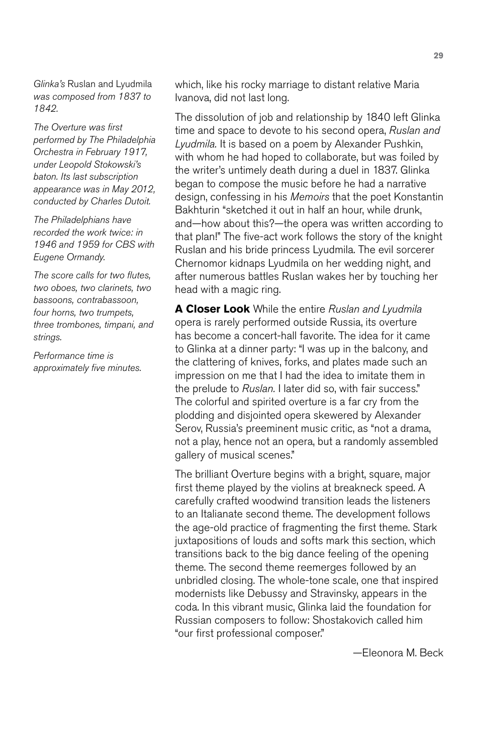*Glinka's* Ruslan and Lyudmila *was composed from 1837 to 1842.*

*The Overture was first performed by The Philadelphia Orchestra in February 1917, under Leopold Stokowski's baton. Its last subscription appearance was in May 2012, conducted by Charles Dutoit.*

*The Philadelphians have recorded the work twice: in 1946 and 1959 for CBS with Eugene Ormandy.*

*The score calls for two flutes, two oboes, two clarinets, two bassoons, contrabassoon, four horns, two trumpets, three trombones, timpani, and strings.*

*Performance time is approximately five minutes.*

which, like his rocky marriage to distant relative Maria Ivanova, did not last long.

The dissolution of job and relationship by 1840 left Glinka time and space to devote to his second opera, *Ruslan and Lyudmila*. It is based on a poem by Alexander Pushkin, with whom he had hoped to collaborate, but was foiled by the writer's untimely death during a duel in 1837. Glinka began to compose the music before he had a narrative design, confessing in his *Memoirs* that the poet Konstantin Bakhturin "sketched it out in half an hour, while drunk, and—how about this?—the opera was written according to that plan!" The five-act work follows the story of the knight Ruslan and his bride princess Lyudmila. The evil sorcerer Chernomor kidnaps Lyudmila on her wedding night, and after numerous battles Ruslan wakes her by touching her head with a magic ring.

**A Closer Look** While the entire *Ruslan and Lyudmila* opera is rarely performed outside Russia, its overture has become a concert-hall favorite. The idea for it came to Glinka at a dinner party: "I was up in the balcony, and the clattering of knives, forks, and plates made such an impression on me that I had the idea to imitate them in the prelude to *Ruslan*. I later did so, with fair success." The colorful and spirited overture is a far cry from the plodding and disjointed opera skewered by Alexander Serov, Russia's preeminent music critic, as "not a drama, not a play, hence not an opera, but a randomly assembled gallery of musical scenes."

The brilliant Overture begins with a bright, square, major first theme played by the violins at breakneck speed. A carefully crafted woodwind transition leads the listeners to an Italianate second theme. The development follows the age-old practice of fragmenting the first theme. Stark juxtapositions of louds and softs mark this section, which transitions back to the big dance feeling of the opening theme. The second theme reemerges followed by an unbridled closing. The whole-tone scale, one that inspired modernists like Debussy and Stravinsky, appears in the coda. In this vibrant music, Glinka laid the foundation for Russian composers to follow: Shostakovich called him "our first professional composer."

—Eleonora M. Beck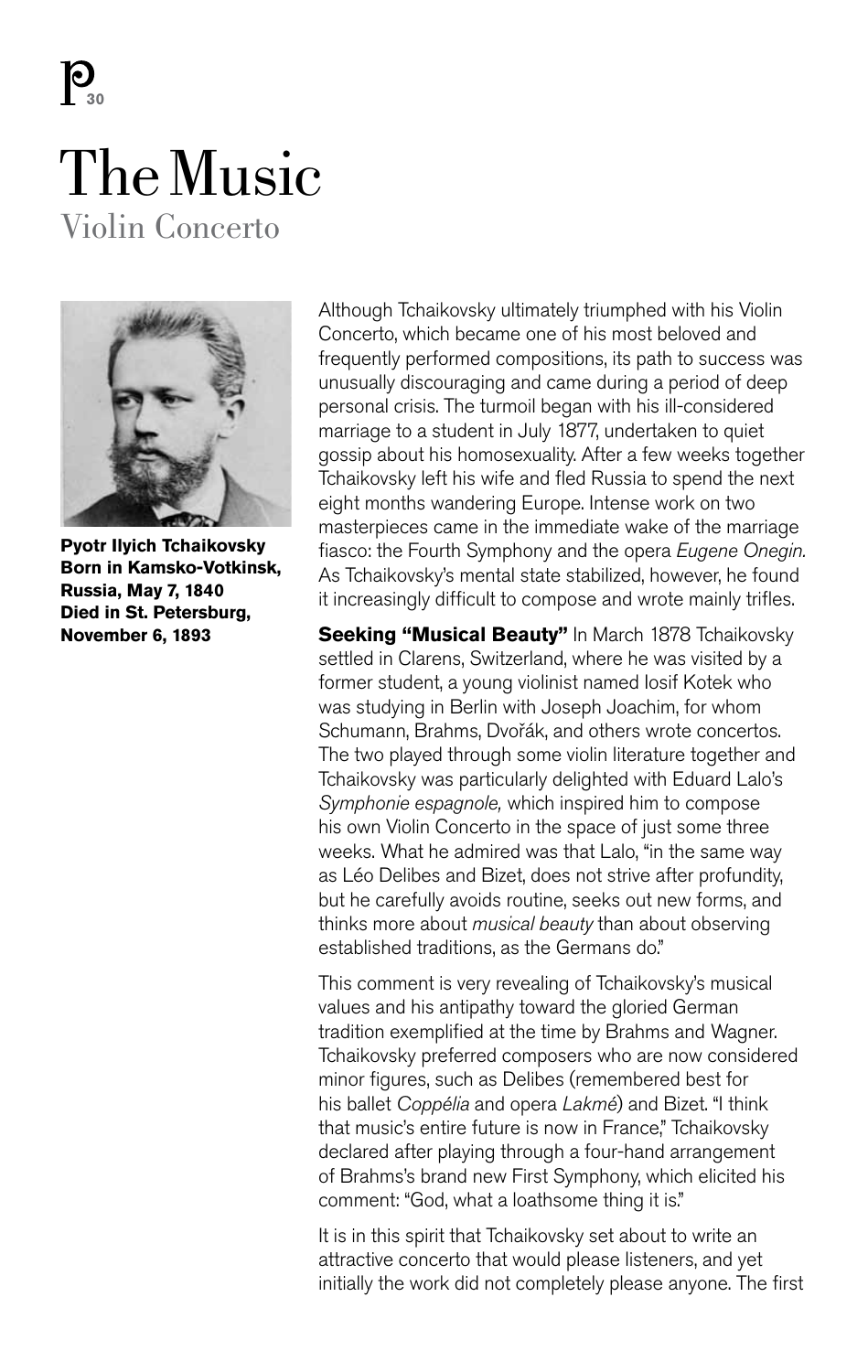# The Music

## Violin Concerto

**Pyotr Ilyich Tchaikovsky**
**Born in Kamsko-Votkinsk, Russia, May 7, 1840**
**Died in St. Petersburg, November 6, 1893**

Although Tchaikovsky ultimately triumphed with his Violin Concerto, which became one of his most beloved and frequently performed compositions, its path to success was unusually discouraging and came during a period of deep personal crisis. The turmoil began with his ill-considered marriage to a student in July 1877, undertaken to quiet gossip about his homosexuality. After a few weeks together Tchaikovsky left his wife and fled Russia to spend the next eight months wandering Europe. Intense work on two masterpieces came in the immediate wake of the marriage fiasco: the Fourth Symphony and the opera *Eugene Onegin.* As Tchaikovsky's mental state stabilized, however, he found it increasingly difficult to compose and wrote mainly trifles.

**Seeking "Musical Beauty"** In March 1878 Tchaikovsky settled in Clarens, Switzerland, where he was visited by a former student, a young violinist named Iosif Kotek who was studying in Berlin with Joseph Joachim, for whom Schumann, Brahms, Dvořák, and others wrote concertos. The two played through some violin literature together and Tchaikovsky was particularly delighted with Eduard Lalo's *Symphonie espagnole,* which inspired him to compose his own Violin Concerto in the space of just some three weeks. What he admired was that Lalo, "in the same way as Léo Delibes and Bizet, does not strive after profundity, but he carefully avoids routine, seeks out new forms, and thinks more about *musical beauty* than about observing established traditions, as the Germans do."

This comment is very revealing of Tchaikovsky's musical values and his antipathy toward the gloried German tradition exemplified at the time by Brahms and Wagner. Tchaikovsky preferred composers who are now considered minor figures, such as Delibes (remembered best for his ballet *Coppélia* and opera *Lakmé*) and Bizet. "I think that music's entire future is now in France," Tchaikovsky declared after playing through a four-hand arrangement of Brahms's brand new First Symphony, which elicited his comment: "God, what a loathsome thing it is."

It is in this spirit that Tchaikovsky set about to write an attractive concerto that would please listeners, and yet initially the work did not completely please anyone. The first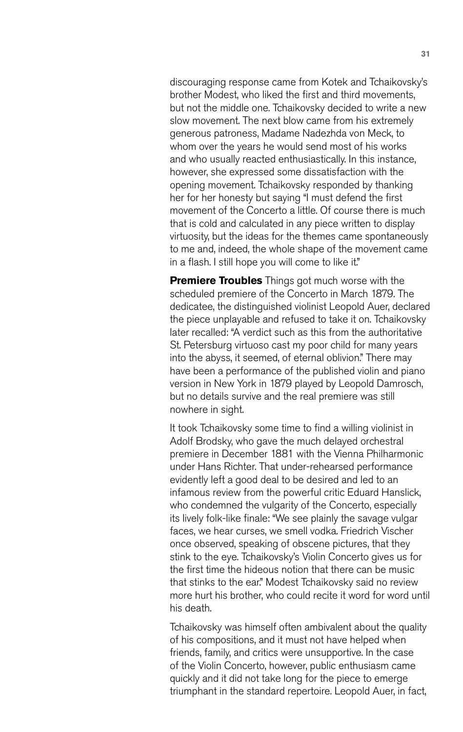discouraging response came from Kotek and Tchaikovsky's brother Modest, who liked the first and third movements, but not the middle one. Tchaikovsky decided to write a new slow movement. The next blow came from his extremely generous patroness, Madame Nadezhda von Meck, to whom over the years he would send most of his works and who usually reacted enthusiastically. In this instance, however, she expressed some dissatisfaction with the opening movement. Tchaikovsky responded by thanking her for her honesty but saying "I must defend the first movement of the Concerto a little. Of course there is much that is cold and calculated in any piece written to display virtuosity, but the ideas for the themes came spontaneously to me and, indeed, the whole shape of the movement came in a flash. I still hope you will come to like it."

**Premiere Troubles** Things got much worse with the scheduled premiere of the Concerto in March 1879. The dedicatee, the distinguished violinist Leopold Auer, declared the piece unplayable and refused to take it on. Tchaikovsky later recalled: "A verdict such as this from the authoritative St. Petersburg virtuoso cast my poor child for many years into the abyss, it seemed, of eternal oblivion." There may have been a performance of the published violin and piano version in New York in 1879 played by Leopold Damrosch, but no details survive and the real premiere was still nowhere in sight.

It took Tchaikovsky some time to find a willing violinist in Adolf Brodsky, who gave the much delayed orchestral premiere in December 1881 with the Vienna Philharmonic under Hans Richter. That under-rehearsed performance evidently left a good deal to be desired and led to an infamous review from the powerful critic Eduard Hanslick, who condemned the vulgarity of the Concerto, especially its lively folk-like finale: "We see plainly the savage vulgar faces, we hear curses, we smell vodka. Friedrich Vischer once observed, speaking of obscene pictures, that they stink to the eye. Tchaikovsky's Violin Concerto gives us for the first time the hideous notion that there can be music that stinks to the ear." Modest Tchaikovsky said no review more hurt his brother, who could recite it word for word until his death.

Tchaikovsky was himself often ambivalent about the quality of his compositions, and it must not have helped when friends, family, and critics were unsupportive. In the case of the Violin Concerto, however, public enthusiasm came quickly and it did not take long for the piece to emerge triumphant in the standard repertoire. Leopold Auer, in fact,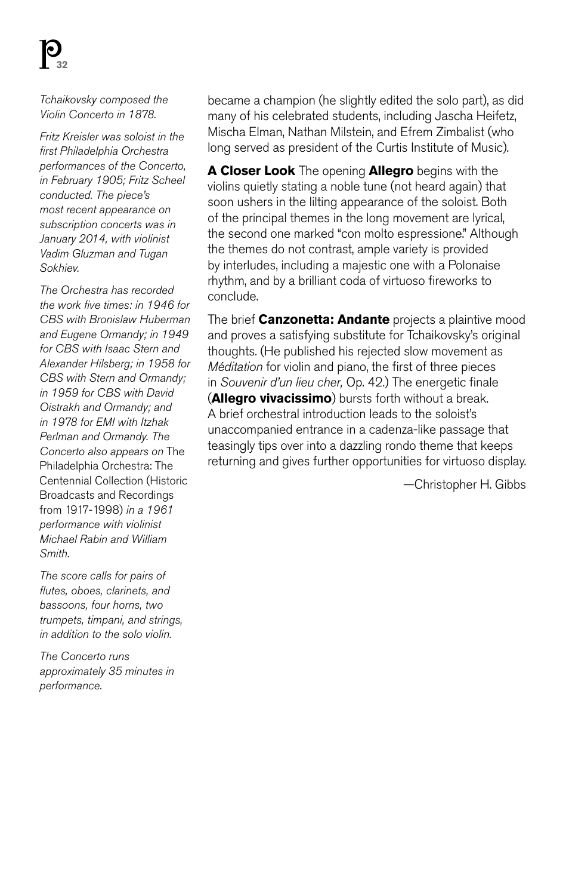*Tchaikovsky composed the Violin Concerto in 1878.*

*Fritz Kreisler was soloist in the first Philadelphia Orchestra performances of the Concerto, in February 1905; Fritz Scheel conducted. The piece's most recent appearance on subscription concerts was in January 2014, with violinist Vadim Gluzman and Tugan Sokhiev.*

*The Orchestra has recorded the work five times: in 1946 for CBS with Bronislaw Huberman and Eugene Ormandy; in 1949 for CBS with Isaac Stern and Alexander Hilsberg; in 1958 for CBS with Stern and Ormandy; in 1959 for CBS with David Oistrakh and Ormandy; and in 1978 for EMI with Itzhak Perlman and Ormandy. The Concerto also appears on* The Philadelphia Orchestra: The Centennial Collection (Historic Broadcasts and Recordings from 1917-1998) *in a 1961 performance with violinist Michael Rabin and William Smith.*

*The score calls for pairs of flutes, oboes, clarinets, and bassoons, four horns, two trumpets, timpani, and strings, in addition to the solo violin.*

*The Concerto runs approximately 35 minutes in performance.*

became a champion (he slightly edited the solo part), as did many of his celebrated students, including Jascha Heifetz, Mischa Elman, Nathan Milstein, and Efrem Zimbalist (who long served as president of the Curtis Institute of Music).

**A Closer Look** The opening **Allegro** begins with the violins quietly stating a noble tune (not heard again) that soon ushers in the lilting appearance of the soloist. Both of the principal themes in the long movement are lyrical, the second one marked "con molto espressione." Although the themes do not contrast, ample variety is provided by interludes, including a majestic one with a Polonaise rhythm, and by a brilliant coda of virtuoso fireworks to conclude.

The brief **Canzonetta: Andante** projects a plaintive mood and proves a satisfying substitute for Tchaikovsky's original thoughts. (He published his rejected slow movement as *Méditation* for violin and piano, the first of three pieces in *Souvenir d'un lieu cher,* Op. 42.) The energetic finale (**Allegro vivacissimo**) bursts forth without a break. A brief orchestral introduction leads to the soloist's unaccompanied entrance in a cadenza-like passage that teasingly tips over into a dazzling rondo theme that keeps returning and gives further opportunities for virtuoso display.

—Christopher H. Gibbs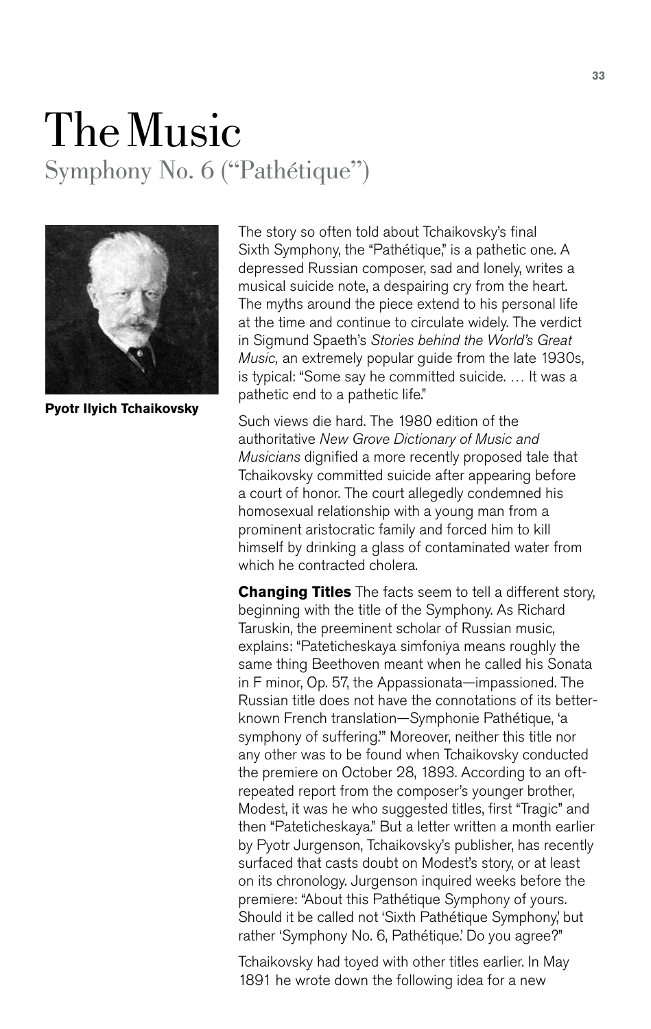# The Music

## Symphony No. 6 ("Pathétique")

**Pyotr Ilyich Tchaikovsky**

The story so often told about Tchaikovsky's final Sixth Symphony, the "Pathétique," is a pathetic one. A depressed Russian composer, sad and lonely, writes a musical suicide note, a despairing cry from the heart. The myths around the piece extend to his personal life at the time and continue to circulate widely. The verdict in Sigmund Spaeth's *Stories behind the World's Great Music,* an extremely popular guide from the late 1930s, is typical: "Some say he committed suicide. … It was a pathetic end to a pathetic life."

Such views die hard. The 1980 edition of the authoritative *New Grove Dictionary of Music and Musicians* dignified a more recently proposed tale that Tchaikovsky committed suicide after appearing before a court of honor. The court allegedly condemned his homosexual relationship with a young man from a prominent aristocratic family and forced him to kill himself by drinking a glass of contaminated water from which he contracted cholera.

**Changing Titles** The facts seem to tell a different story, beginning with the title of the Symphony. As Richard Taruskin, the preeminent scholar of Russian music, explains: "Pateticheskaya simfoniya means roughly the same thing Beethoven meant when he called his Sonata in F minor, Op. 57, the Appassionata—impassioned. The Russian title does not have the connotations of its better-known French translation—Symphonie Pathétique, 'a symphony of suffering.'" Moreover, neither this title nor any other was to be found when Tchaikovsky conducted the premiere on October 28, 1893. According to an oft-repeated report from the composer's younger brother, Modest, it was he who suggested titles, first "Tragic" and then "Pateticheskaya." But a letter written a month earlier by Pyotr Jurgenson, Tchaikovsky's publisher, has recently surfaced that casts doubt on Modest's story, or at least on its chronology. Jurgenson inquired weeks before the premiere: "About this Pathétique Symphony of yours. Should it be called not 'Sixth Pathétique Symphony,' but rather 'Symphony No. 6, Pathétique.' Do you agree?"

Tchaikovsky had toyed with other titles earlier. In May 1891 he wrote down the following idea for a new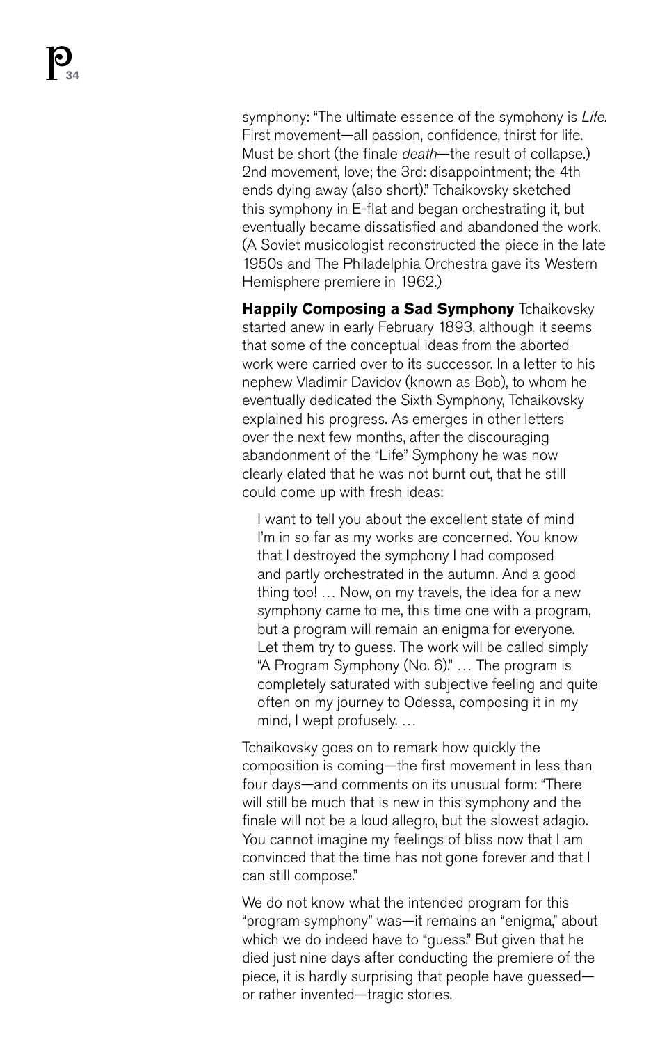symphony: "The ultimate essence of the symphony is *Life.* First movement—all passion, confidence, thirst for life. Must be short (the finale *death*—the result of collapse.) 2nd movement, love; the 3rd: disappointment; the 4th ends dying away (also short)." Tchaikovsky sketched this symphony in E-flat and began orchestrating it, but eventually became dissatisfied and abandoned the work. (A Soviet musicologist reconstructed the piece in the late 1950s and The Philadelphia Orchestra gave its Western Hemisphere premiere in 1962.)

**Happily Composing a Sad Symphony** Tchaikovsky started anew in early February 1893, although it seems that some of the conceptual ideas from the aborted work were carried over to its successor. In a letter to his nephew Vladimir Davidov (known as Bob), to whom he eventually dedicated the Sixth Symphony, Tchaikovsky explained his progress. As emerges in other letters over the next few months, after the discouraging abandonment of the "Life" Symphony he was now clearly elated that he was not burnt out, that he still could come up with fresh ideas:

> I want to tell you about the excellent state of mind I'm in so far as my works are concerned. You know that I destroyed the symphony I had composed and partly orchestrated in the autumn. And a good thing too! … Now, on my travels, the idea for a new symphony came to me, this time one with a program, but a program will remain an enigma for everyone. Let them try to guess. The work will be called simply "A Program Symphony (No. 6)." … The program is completely saturated with subjective feeling and quite often on my journey to Odessa, composing it in my mind, I wept profusely. …

Tchaikovsky goes on to remark how quickly the composition is coming—the first movement in less than four days—and comments on its unusual form: "There will still be much that is new in this symphony and the finale will not be a loud allegro, but the slowest adagio. You cannot imagine my feelings of bliss now that I am convinced that the time has not gone forever and that I can still compose."

We do not know what the intended program for this "program symphony" was—it remains an "enigma," about which we do indeed have to "guess." But given that he died just nine days after conducting the premiere of the piece, it is hardly surprising that people have guessed—or rather invented—tragic stories.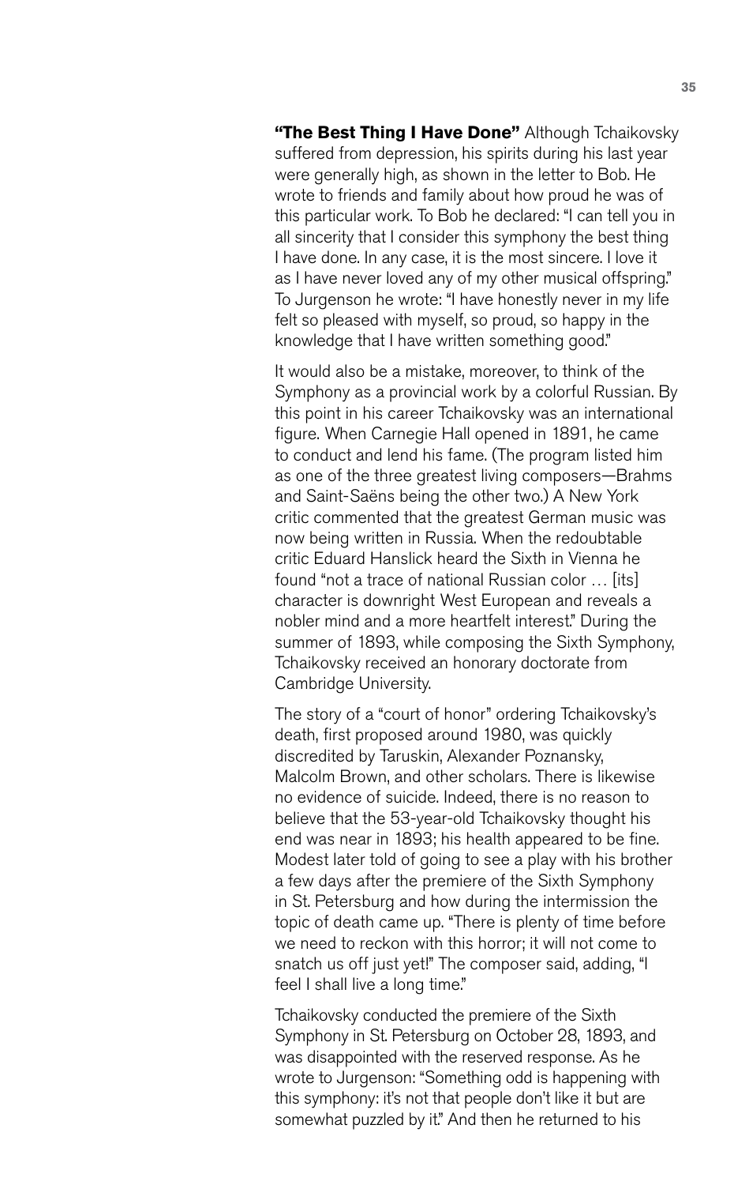**"The Best Thing I Have Done"** Although Tchaikovsky suffered from depression, his spirits during his last year were generally high, as shown in the letter to Bob. He wrote to friends and family about how proud he was of this particular work. To Bob he declared: "I can tell you in all sincerity that I consider this symphony the best thing I have done. In any case, it is the most sincere. I love it as I have never loved any of my other musical offspring." To Jurgenson he wrote: "I have honestly never in my life felt so pleased with myself, so proud, so happy in the knowledge that I have written something good."

It would also be a mistake, moreover, to think of the Symphony as a provincial work by a colorful Russian. By this point in his career Tchaikovsky was an international figure. When Carnegie Hall opened in 1891, he came to conduct and lend his fame. (The program listed him as one of the three greatest living composers—Brahms and Saint-Saëns being the other two.) A New York critic commented that the greatest German music was now being written in Russia. When the redoubtable critic Eduard Hanslick heard the Sixth in Vienna he found "not a trace of national Russian color … [its] character is downright West European and reveals a nobler mind and a more heartfelt interest." During the summer of 1893, while composing the Sixth Symphony, Tchaikovsky received an honorary doctorate from Cambridge University.

The story of a "court of honor" ordering Tchaikovsky's death, first proposed around 1980, was quickly discredited by Taruskin, Alexander Poznansky, Malcolm Brown, and other scholars. There is likewise no evidence of suicide. Indeed, there is no reason to believe that the 53-year-old Tchaikovsky thought his end was near in 1893; his health appeared to be fine. Modest later told of going to see a play with his brother a few days after the premiere of the Sixth Symphony in St. Petersburg and how during the intermission the topic of death came up. "There is plenty of time before we need to reckon with this horror; it will not come to snatch us off just yet!" The composer said, adding, "I feel I shall live a long time."

Tchaikovsky conducted the premiere of the Sixth Symphony in St. Petersburg on October 28, 1893, and was disappointed with the reserved response. As he wrote to Jurgenson: "Something odd is happening with this symphony: it's not that people don't like it but are somewhat puzzled by it." And then he returned to his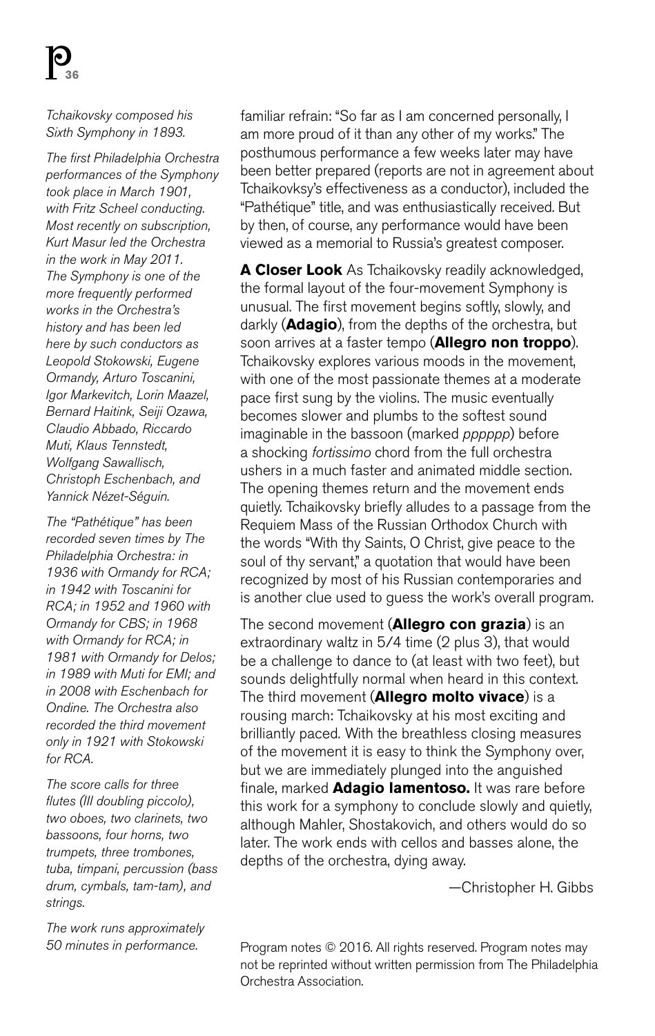*Tchaikovsky composed his Sixth Symphony in 1893.*

*The first Philadelphia Orchestra performances of the Symphony took place in March 1901, with Fritz Scheel conducting. Most recently on subscription, Kurt Masur led the Orchestra in the work in May 2011. The Symphony is one of the more frequently performed works in the Orchestra's history and has been led here by such conductors as Leopold Stokowski, Eugene Ormandy, Arturo Toscanini, Igor Markevitch, Lorin Maazel, Bernard Haitink, Seiji Ozawa, Claudio Abbado, Riccardo Muti, Klaus Tennstedt, Wolfgang Sawallisch, Christoph Eschenbach, and Yannick Nézet-Séguin.*

*The "Pathétique" has been recorded seven times by The Philadelphia Orchestra: in 1936 with Ormandy for RCA; in 1942 with Toscanini for RCA; in 1952 and 1960 with Ormandy for CBS; in 1968 with Ormandy for RCA; in 1981 with Ormandy for Delos; in 1989 with Muti for EMI; and in 2008 with Eschenbach for Ondine. The Orchestra also recorded the third movement only in 1921 with Stokowski for RCA.*

*The score calls for three flutes (III doubling piccolo), two oboes, two clarinets, two bassoons, four horns, two trumpets, three trombones, tuba, timpani, percussion (bass drum, cymbals, tam-tam), and strings.*

*The work runs approximately 50 minutes in performance.*

familiar refrain: "So far as I am concerned personally, I am more proud of it than any other of my works." The posthumous performance a few weeks later may have been better prepared (reports are not in agreement about Tchaikovksy's effectiveness as a conductor), included the "Pathétique" title, and was enthusiastically received. But by then, of course, any performance would have been viewed as a memorial to Russia's greatest composer.

**A Closer Look** As Tchaikovsky readily acknowledged, the formal layout of the four-movement Symphony is unusual. The first movement begins softly, slowly, and darkly (**Adagio**), from the depths of the orchestra, but soon arrives at a faster tempo (**Allegro non troppo**). Tchaikovsky explores various moods in the movement, with one of the most passionate themes at a moderate pace first sung by the violins. The music eventually becomes slower and plumbs to the softest sound imaginable in the bassoon (marked *pppppp*) before a shocking *fortissimo* chord from the full orchestra ushers in a much faster and animated middle section. The opening themes return and the movement ends quietly. Tchaikovsky briefly alludes to a passage from the Requiem Mass of the Russian Orthodox Church with the words "With thy Saints, O Christ, give peace to the soul of thy servant," a quotation that would have been recognized by most of his Russian contemporaries and is another clue used to guess the work's overall program.

The second movement (**Allegro con grazia**) is an extraordinary waltz in 5/4 time (2 plus 3), that would be a challenge to dance to (at least with two feet), but sounds delightfully normal when heard in this context. The third movement (**Allegro molto vivace**) is a rousing march: Tchaikovsky at his most exciting and brilliantly paced. With the breathless closing measures of the movement it is easy to think the Symphony over, but we are immediately plunged into the anguished finale, marked **Adagio lamentoso.** It was rare before this work for a symphony to conclude slowly and quietly, although Mahler, Shostakovich, and others would do so later. The work ends with cellos and basses alone, the depths of the orchestra, dying away.

—Christopher H. Gibbs

Program notes © 2016. All rights reserved. Program notes may not be reprinted without written permission from The Philadelphia Orchestra Association.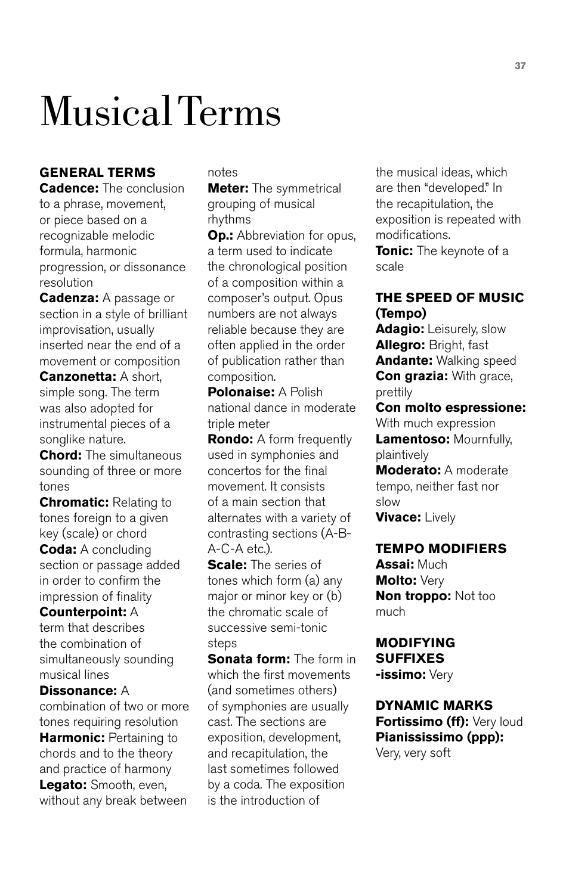# Musical Terms

## GENERAL TERMS

**Cadence:** The conclusion to a phrase, movement, or piece based on a recognizable melodic formula, harmonic progression, or dissonance resolution

**Cadenza:** A passage or section in a style of brilliant improvisation, usually inserted near the end of a movement or composition

**Canzonetta:** A short, simple song. The term was also adopted for instrumental pieces of a songlike nature.

**Chord:** The simultaneous sounding of three or more tones

**Chromatic:** Relating to tones foreign to a given key (scale) or chord

**Coda:** A concluding section or passage added in order to confirm the impression of finality

**Counterpoint:** A term that describes the combination of simultaneously sounding musical lines

**Dissonance:** A combination of two or more tones requiring resolution

**Harmonic:** Pertaining to chords and to the theory and practice of harmony

**Legato:** Smooth, even, without any break between notes

**Meter:** The symmetrical grouping of musical rhythms

**Op.:** Abbreviation for opus, a term used to indicate the chronological position of a composition within a composer's output. Opus numbers are not always reliable because they are often applied in the order of publication rather than composition.

**Polonaise:** A Polish national dance in moderate triple meter

**Rondo:** A form frequently used in symphonies and concertos for the final movement. It consists of a main section that alternates with a variety of contrasting sections (A-B-A-C-A etc.).

**Scale:** The series of tones which form (a) any major or minor key or (b) the chromatic scale of successive semi-tonic steps

**Sonata form:** The form in which the first movements (and sometimes others) of symphonies are usually cast. The sections are exposition, development, and recapitulation, the last sometimes followed by a coda. The exposition is the introduction of the musical ideas, which are then "developed." In the recapitulation, the exposition is repeated with modifications.

**Tonic:** The keynote of a scale

## THE SPEED OF MUSIC (Tempo)

**Adagio:** Leisurely, slow

**Allegro:** Bright, fast

**Andante:** Walking speed

**Con grazia:** With grace, prettily

**Con molto espressione:** With much expression

**Lamentoso:** Mournfully, plaintively

**Moderato:** A moderate tempo, neither fast nor slow

**Vivace:** Lively

## TEMPO MODIFIERS

**Assai:** Much

**Molto:** Very

**Non troppo:** Not too much

## MODIFYING SUFFIXES

**-issimo:** Very

## DYNAMIC MARKS

**Fortissimo (ff):** Very loud

**Pianississimo (ppp):** Very, very soft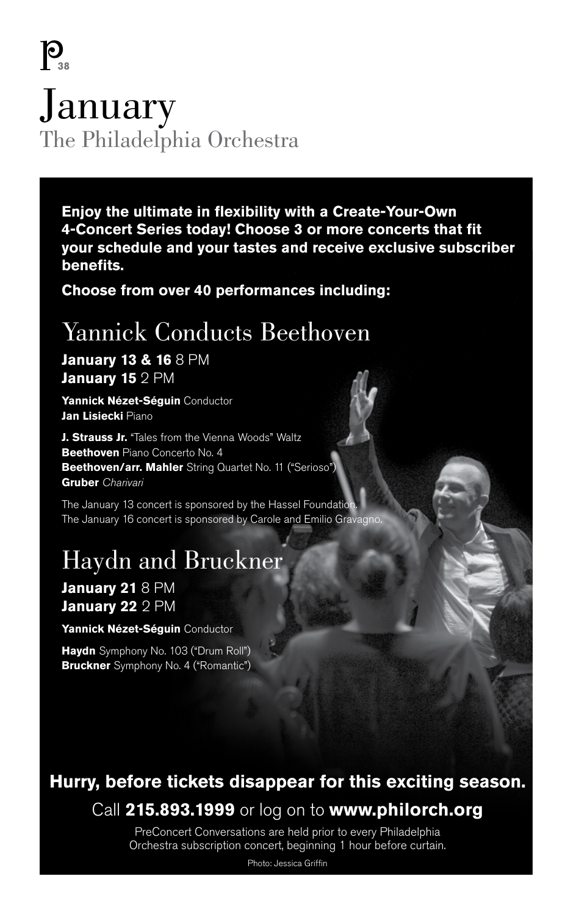# January

## The Philadelphia Orchestra

**Enjoy the ultimate in flexibility with a Create-Your-Own 4-Concert Series today! Choose 3 or more concerts that fit your schedule and your tastes and receive exclusive subscriber benefits.**

**Choose from over 40 performances including:**

## Yannick Conducts Beethoven

**January 13 & 16** 8 PM
**January 15** 2 PM

**Yannick Nézet-Séguin** Conductor
**Jan Lisiecki** Piano

**J. Strauss Jr.** "Tales from the Vienna Woods" Waltz
**Beethoven** Piano Concerto No. 4
**Beethoven/arr. Mahler** String Quartet No. 11 ("Serioso")
**Gruber** *Charivari*

The January 13 concert is sponsored by the Hassel Foundation.
The January 16 concert is sponsored by Carole and Emilio Gravagno.

## Haydn and Bruckner

**January 21** 8 PM
**January 22** 2 PM

**Yannick Nézet-Séguin** Conductor

**Haydn** Symphony No. 103 ("Drum Roll")
**Bruckner** Symphony No. 4 ("Romantic")

**Hurry, before tickets disappear for this exciting season.**

Call **215.893.1999** or log on to **www.philorch.org**

PreConcert Conversations are held prior to every Philadelphia Orchestra subscription concert, beginning 1 hour before curtain.

Photo: Jessica Griffin